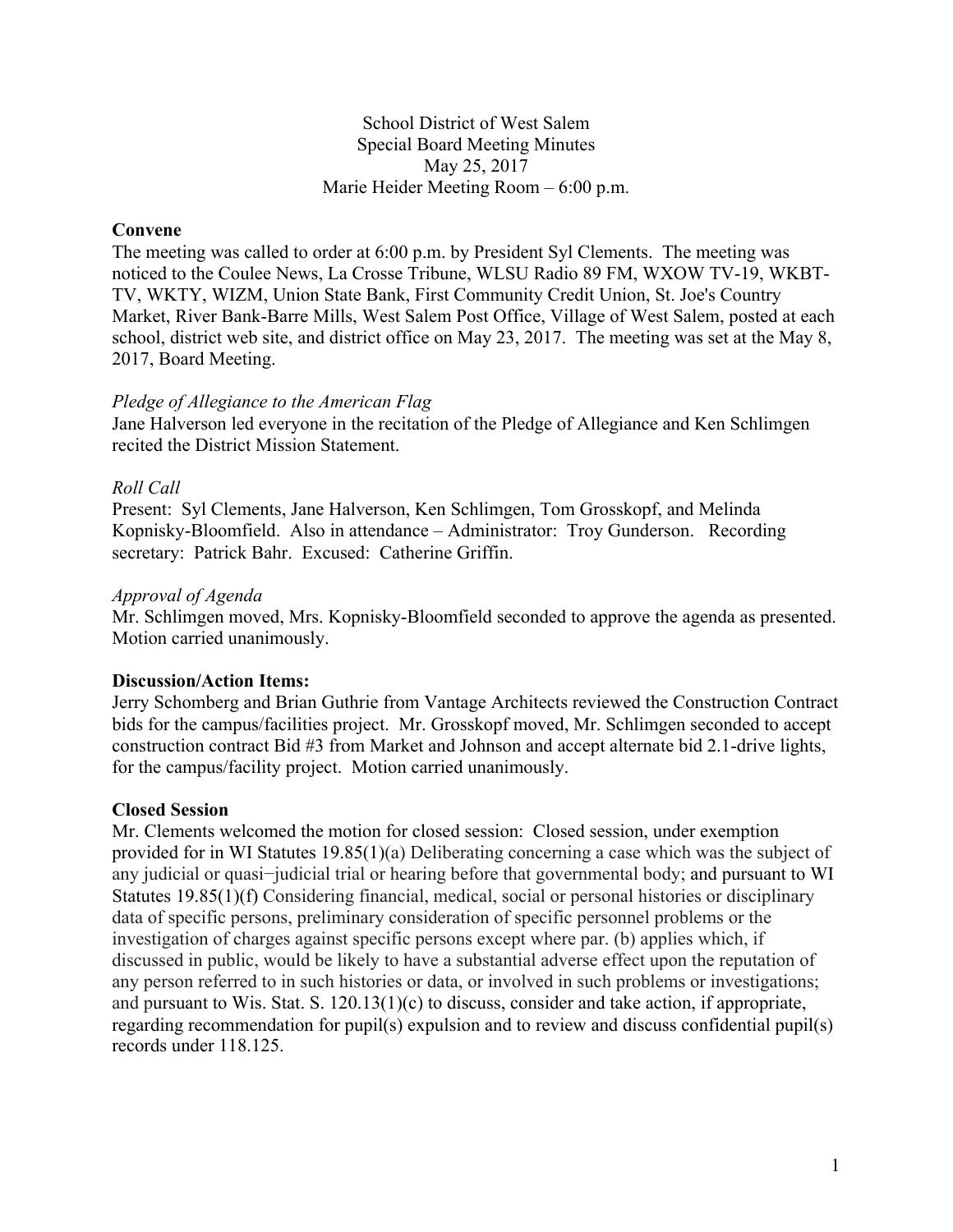School District of West Salem  
Special Board Meeting Minutes  
May 25, 2017  
Marie Heider Meeting Room – 6:00 p.m.

**Convene**

The meeting was called to order at 6:00 p.m. by President Syl Clements. The meeting was noticed to the Coulee News, La Crosse Tribune, WLSU Radio 89 FM, WXOW TV-19, WKBT-TV, WKTY, WIZM, Union State Bank, First Community Credit Union, St. Joe's Country Market, River Bank-Barre Mills, West Salem Post Office, Village of West Salem, posted at each school, district web site, and district office on May 23, 2017. The meeting was set at the May 8, 2017, Board Meeting.

*Pledge of Allegiance to the American Flag*

Jane Halverson led everyone in the recitation of the Pledge of Allegiance and Ken Schlimgen recited the District Mission Statement.

*Roll Call*

Present: Syl Clements, Jane Halverson, Ken Schlimgen, Tom Grosskopf, and Melinda Kopnisky-Bloomfield. Also in attendance – Administrator: Troy Gunderson. Recording secretary: Patrick Bahr. Excused: Catherine Griffin.

*Approval of Agenda*

Mr. Schlimgen moved, Mrs. Kopnisky-Bloomfield seconded to approve the agenda as presented. Motion carried unanimously.

**Discussion/Action Items:**

Jerry Schomberg and Brian Guthrie from Vantage Architects reviewed the Construction Contract bids for the campus/facilities project. Mr. Grosskopf moved, Mr. Schlimgen seconded to accept construction contract Bid #3 from Market and Johnson and accept alternate bid 2.1-drive lights, for the campus/facility project. Motion carried unanimously.

**Closed Session**

Mr. Clements welcomed the motion for closed session: Closed session, under exemption provided for in WI Statutes 19.85(1)(a) Deliberating concerning a case which was the subject of any judicial or quasi−judicial trial or hearing before that governmental body; and pursuant to WI Statutes 19.85(1)(f) Considering financial, medical, social or personal histories or disciplinary data of specific persons, preliminary consideration of specific personnel problems or the investigation of charges against specific persons except where par. (b) applies which, if discussed in public, would be likely to have a substantial adverse effect upon the reputation of any person referred to in such histories or data, or involved in such problems or investigations; and pursuant to Wis. Stat. S. 120.13(1)(c) to discuss, consider and take action, if appropriate, regarding recommendation for pupil(s) expulsion and to review and discuss confidential pupil(s) records under 118.125.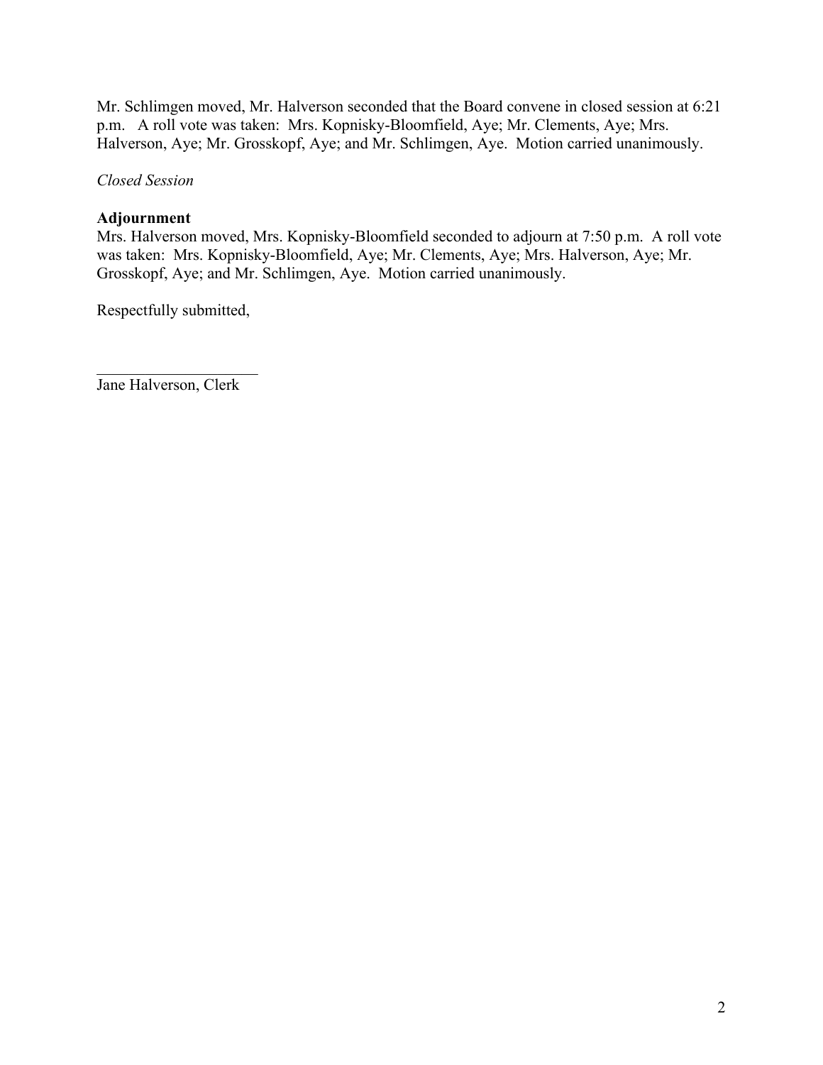Mr. Schlimgen moved, Mr. Halverson seconded that the Board convene in closed session at 6:21 p.m. A roll vote was taken: Mrs. Kopnisky-Bloomfield, Aye; Mr. Clements, Aye; Mrs. Halverson, Aye; Mr. Grosskopf, Aye; and Mr. Schlimgen, Aye. Motion carried unanimously.

*Closed Session*

**Adjournment**

Mrs. Halverson moved, Mrs. Kopnisky-Bloomfield seconded to adjourn at 7:50 p.m. A roll vote was taken: Mrs. Kopnisky-Bloomfield, Aye; Mr. Clements, Aye; Mrs. Halverson, Aye; Mr. Grosskopf, Aye; and Mr. Schlimgen, Aye. Motion carried unanimously.

Respectfully submitted,

\_\_\_\_\_\_\_\_\_\_\_\_\_\_\_\_\_\_\_\_\_

Jane Halverson, Clerk